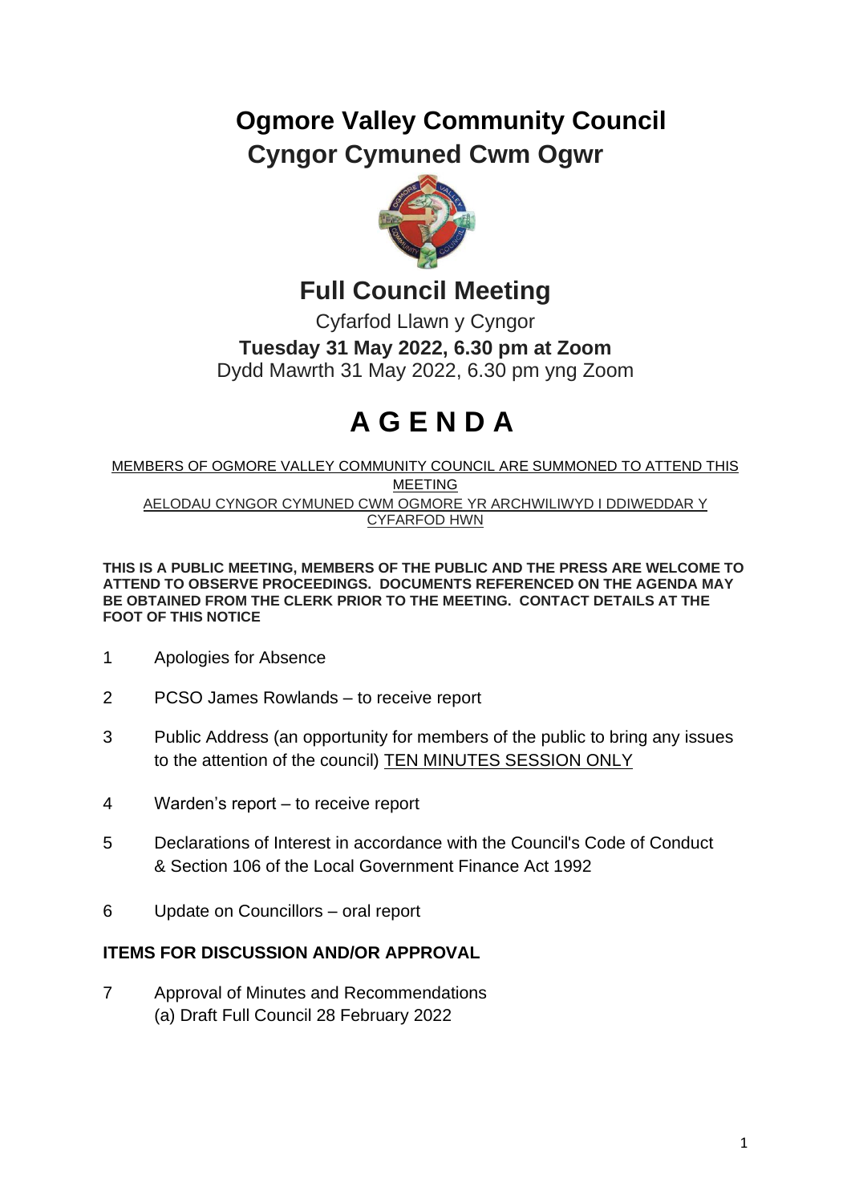# Ogmore Valley Community Council
# Cyngor Cymuned Cwm Ogwr

## Full Council Meeting

Cyfarfod Llawn y Cyngor

**Tuesday 31 May 2022, 6.30 pm at Zoom**

Dydd Mawrth 31 May 2022, 6.30 pm yng Zoom

# A G E N D A

MEMBERS OF OGMORE VALLEY COMMUNITY COUNCIL ARE SUMMONED TO ATTEND THIS MEETING

AELODAU CYNGOR CYMUNED CWM OGMORE YR ARCHWILIWYD I DDIWEDDAR Y CYFARFOD HWN

**THIS IS A PUBLIC MEETING, MEMBERS OF THE PUBLIC AND THE PRESS ARE WELCOME TO ATTEND TO OBSERVE PROCEEDINGS. DOCUMENTS REFERENCED ON THE AGENDA MAY BE OBTAINED FROM THE CLERK PRIOR TO THE MEETING. CONTACT DETAILS AT THE FOOT OF THIS NOTICE**

1 Apologies for Absence

2 PCSO James Rowlands – to receive report

3 Public Address (an opportunity for members of the public to bring any issues to the attention of the council) TEN MINUTES SESSION ONLY

4 Warden's report – to receive report

5 Declarations of Interest in accordance with the Council's Code of Conduct & Section 106 of the Local Government Finance Act 1992

6 Update on Councillors – oral report

**ITEMS FOR DISCUSSION AND/OR APPROVAL**

7 Approval of Minutes and Recommendations
(a) Draft Full Council 28 February 2022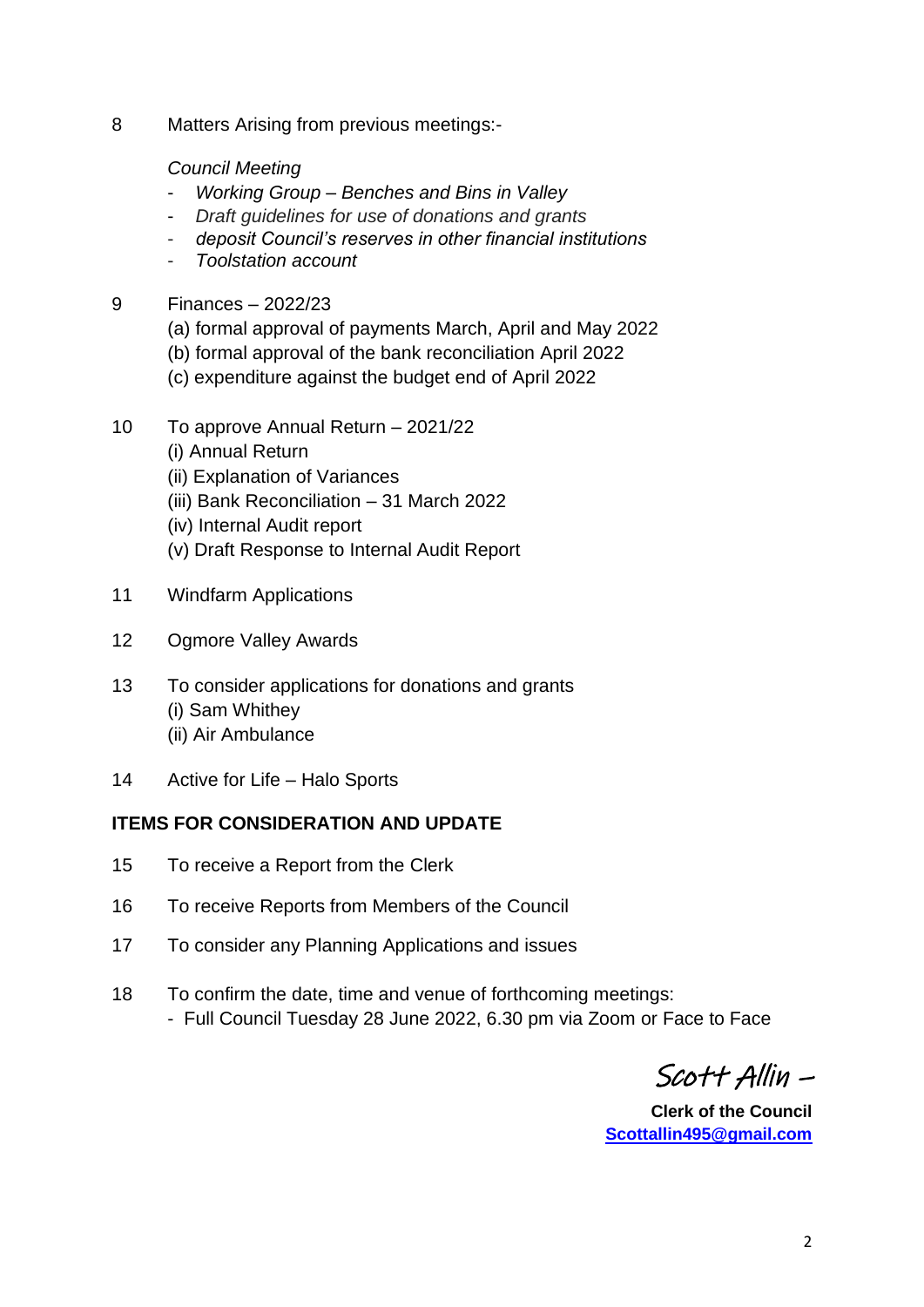8 Matters Arising from previous meetings:-

*Council Meeting*

- *Working Group – Benches and Bins in Valley*
- *Draft guidelines for use of donations and grants*
- *deposit Council's reserves in other financial institutions*
- *Toolstation account*

9 Finances – 2022/23

(a) formal approval of payments March, April and May 2022

(b) formal approval of the bank reconciliation April 2022

(c) expenditure against the budget end of April 2022

10 To approve Annual Return – 2021/22

(i) Annual Return

(ii) Explanation of Variances

(iii) Bank Reconciliation – 31 March 2022

(iv) Internal Audit report

(v) Draft Response to Internal Audit Report

11 Windfarm Applications

12 Ogmore Valley Awards

13 To consider applications for donations and grants

(i) Sam Whithey

(ii) Air Ambulance

14 Active for Life – Halo Sports

**ITEMS FOR CONSIDERATION AND UPDATE**

15 To receive a Report from the Clerk

16 To receive Reports from Members of the Council

17 To consider any Planning Applications and issues

18 To confirm the date, time and venue of forthcoming meetings:

- Full Council Tuesday 28 June 2022, 6.30 pm via Zoom or Face to Face

Scott Allin –

**Clerk of the Council**
**Scottallin495@gmail.com**